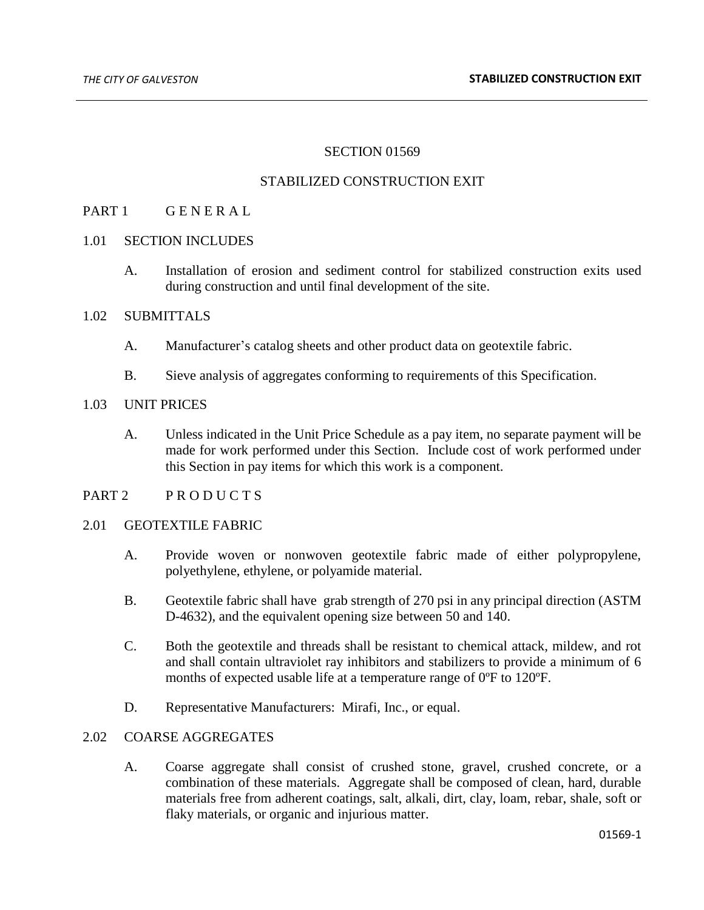# SECTION 01569

# STABILIZED CONSTRUCTION EXIT

## PART 1 G E N E R A L

### 1.01 SECTION INCLUDES

A. Installation of erosion and sediment control for stabilized construction exits used during construction and until final development of the site.

### 1.02 SUBMITTALS

A. Manufacturer's catalog sheets and other product data on geotextile fabric.

B. Sieve analysis of aggregates conforming to requirements of this Specification.

### 1.03 UNIT PRICES

A. Unless indicated in the Unit Price Schedule as a pay item, no separate payment will be made for work performed under this Section. Include cost of work performed under this Section in pay items for which this work is a component.

## PART 2 P R O D U C T S

### 2.01 GEOTEXTILE FABRIC

A. Provide woven or nonwoven geotextile fabric made of either polypropylene, polyethylene, ethylene, or polyamide material.

B. Geotextile fabric shall have grab strength of 270 psi in any principal direction (ASTM D-4632), and the equivalent opening size between 50 and 140.

C. Both the geotextile and threads shall be resistant to chemical attack, mildew, and rot and shall contain ultraviolet ray inhibitors and stabilizers to provide a minimum of 6 months of expected usable life at a temperature range of 0ºF to 120ºF.

D. Representative Manufacturers: Mirafi, Inc., or equal.

### 2.02 COARSE AGGREGATES

A. Coarse aggregate shall consist of crushed stone, gravel, crushed concrete, or a combination of these materials. Aggregate shall be composed of clean, hard, durable materials free from adherent coatings, salt, alkali, dirt, clay, loam, rebar, shale, soft or flaky materials, or organic and injurious matter.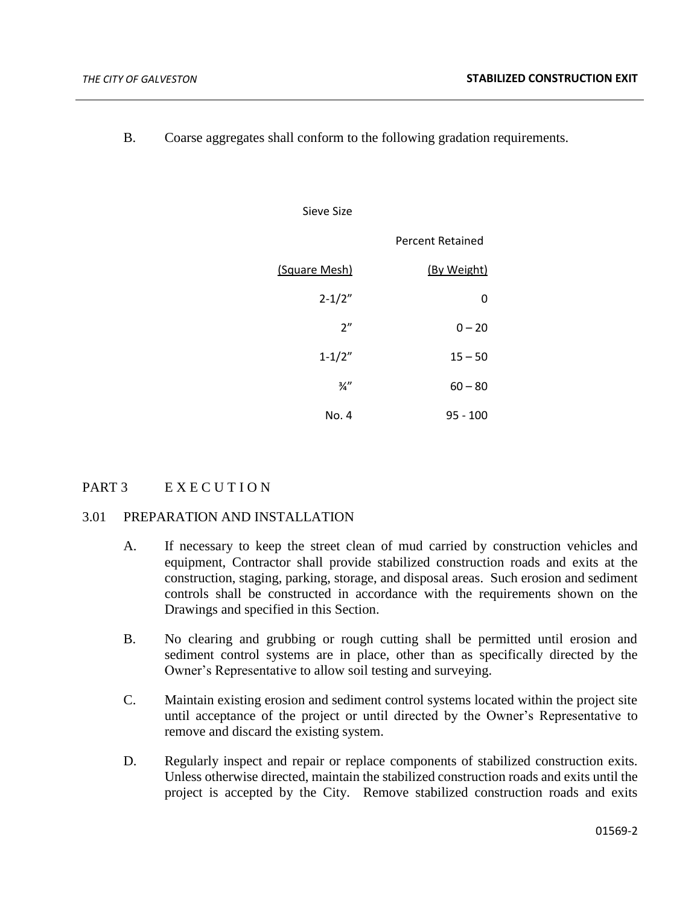B. Coarse aggregates shall conform to the following gradation requirements.

| Sieve Size (Square Mesh) | Percent Retained (By Weight) |
| --- | --- |
| 2-1/2" | 0 |
| 2" | 0 – 20 |
| 1-1/2" | 15 – 50 |
| ¾" | 60 – 80 |
| No. 4 | 95 - 100 |

## PART 3 EXECUTION

### 3.01 PREPARATION AND INSTALLATION

A. If necessary to keep the street clean of mud carried by construction vehicles and equipment, Contractor shall provide stabilized construction roads and exits at the construction, staging, parking, storage, and disposal areas. Such erosion and sediment controls shall be constructed in accordance with the requirements shown on the Drawings and specified in this Section.

B. No clearing and grubbing or rough cutting shall be permitted until erosion and sediment control systems are in place, other than as specifically directed by the Owner's Representative to allow soil testing and surveying.

C. Maintain existing erosion and sediment control systems located within the project site until acceptance of the project or until directed by the Owner's Representative to remove and discard the existing system.

D. Regularly inspect and repair or replace components of stabilized construction exits. Unless otherwise directed, maintain the stabilized construction roads and exits until the project is accepted by the City. Remove stabilized construction roads and exits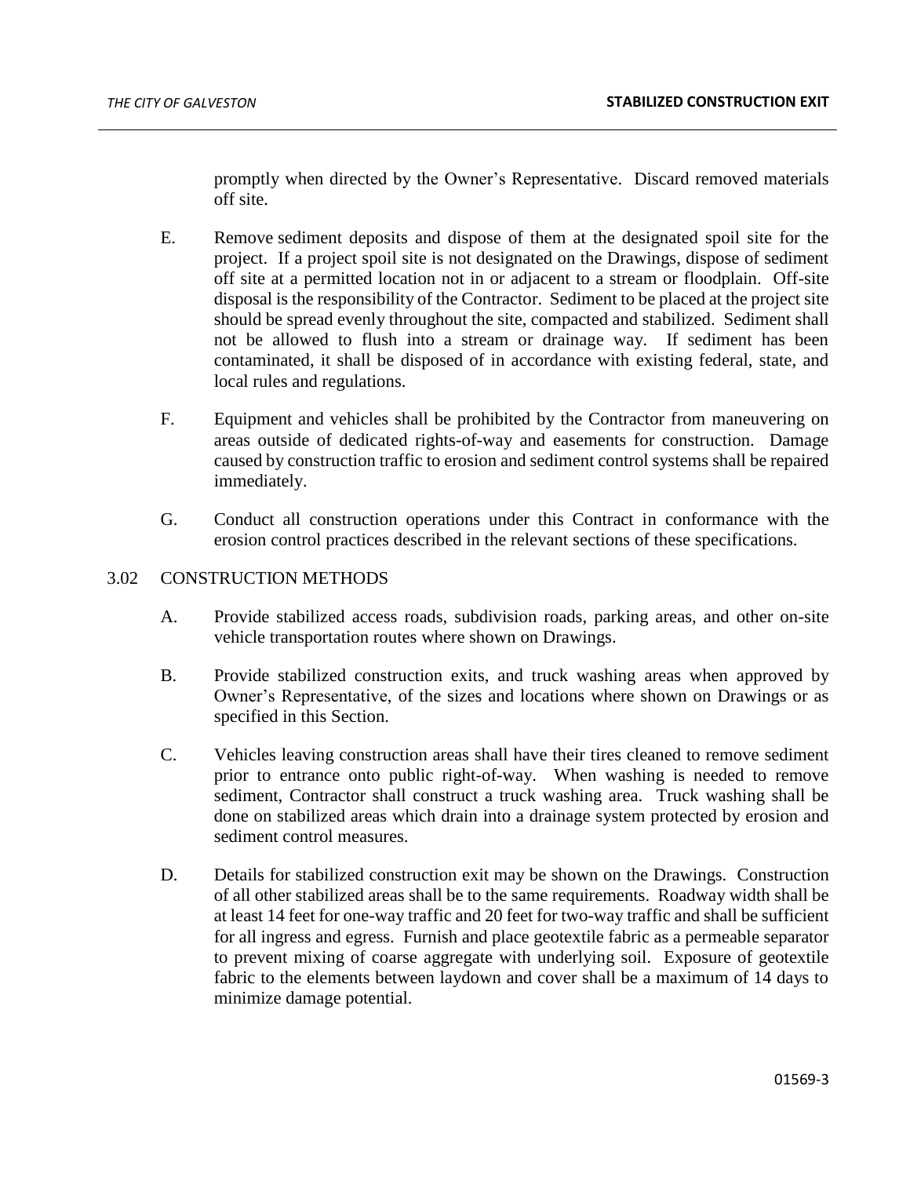promptly when directed by the Owner's Representative. Discard removed materials off site.

E. Remove sediment deposits and dispose of them at the designated spoil site for the project. If a project spoil site is not designated on the Drawings, dispose of sediment off site at a permitted location not in or adjacent to a stream or floodplain. Off-site disposal is the responsibility of the Contractor. Sediment to be placed at the project site should be spread evenly throughout the site, compacted and stabilized. Sediment shall not be allowed to flush into a stream or drainage way. If sediment has been contaminated, it shall be disposed of in accordance with existing federal, state, and local rules and regulations.

F. Equipment and vehicles shall be prohibited by the Contractor from maneuvering on areas outside of dedicated rights-of-way and easements for construction. Damage caused by construction traffic to erosion and sediment control systems shall be repaired immediately.

G. Conduct all construction operations under this Contract in conformance with the erosion control practices described in the relevant sections of these specifications.

## 3.02 CONSTRUCTION METHODS

A. Provide stabilized access roads, subdivision roads, parking areas, and other on-site vehicle transportation routes where shown on Drawings.

B. Provide stabilized construction exits, and truck washing areas when approved by Owner's Representative, of the sizes and locations where shown on Drawings or as specified in this Section.

C. Vehicles leaving construction areas shall have their tires cleaned to remove sediment prior to entrance onto public right-of-way. When washing is needed to remove sediment, Contractor shall construct a truck washing area. Truck washing shall be done on stabilized areas which drain into a drainage system protected by erosion and sediment control measures.

D. Details for stabilized construction exit may be shown on the Drawings. Construction of all other stabilized areas shall be to the same requirements. Roadway width shall be at least 14 feet for one-way traffic and 20 feet for two-way traffic and shall be sufficient for all ingress and egress. Furnish and place geotextile fabric as a permeable separator to prevent mixing of coarse aggregate with underlying soil. Exposure of geotextile fabric to the elements between laydown and cover shall be a maximum of 14 days to minimize damage potential.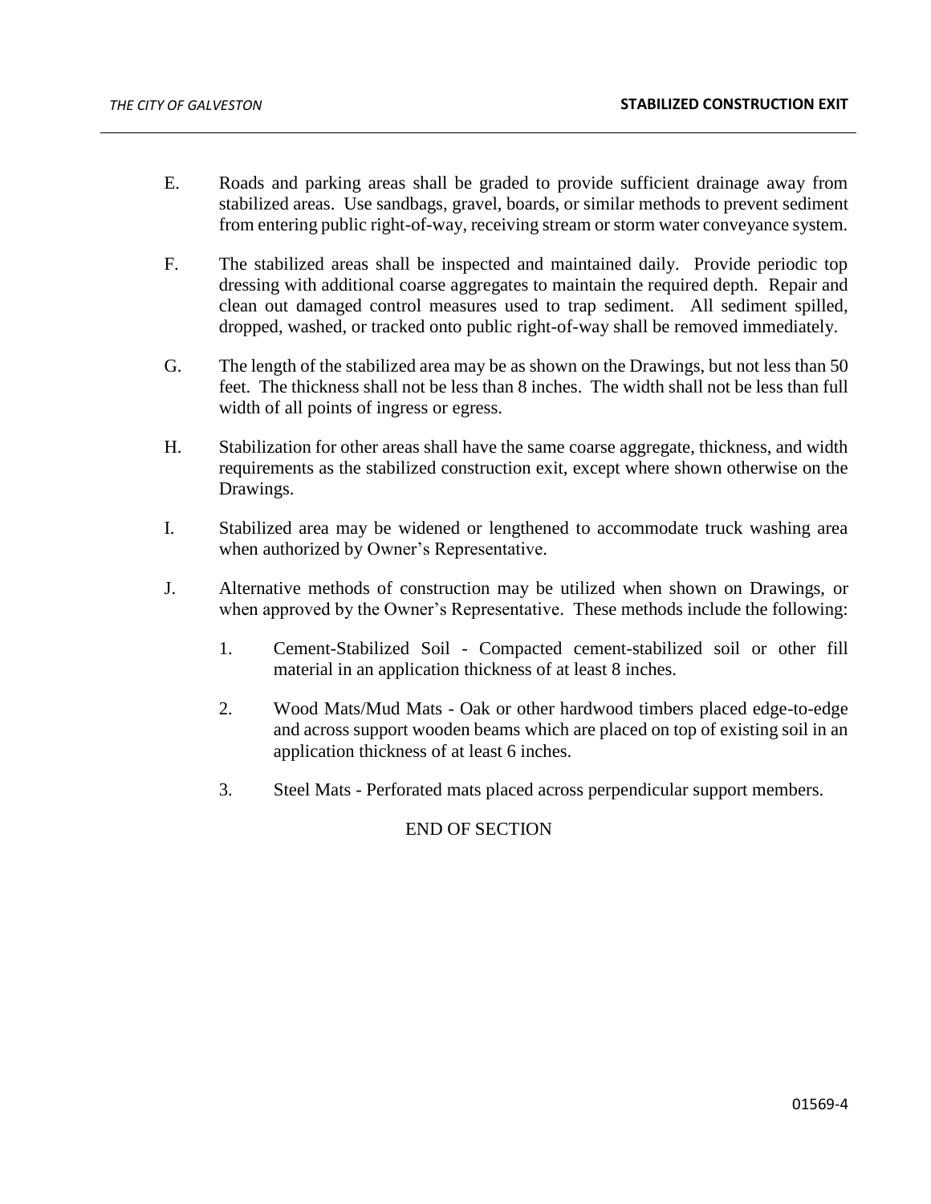E. Roads and parking areas shall be graded to provide sufficient drainage away from stabilized areas. Use sandbags, gravel, boards, or similar methods to prevent sediment from entering public right-of-way, receiving stream or storm water conveyance system.

F. The stabilized areas shall be inspected and maintained daily. Provide periodic top dressing with additional coarse aggregates to maintain the required depth. Repair and clean out damaged control measures used to trap sediment. All sediment spilled, dropped, washed, or tracked onto public right-of-way shall be removed immediately.

G. The length of the stabilized area may be as shown on the Drawings, but not less than 50 feet. The thickness shall not be less than 8 inches. The width shall not be less than full width of all points of ingress or egress.

H. Stabilization for other areas shall have the same coarse aggregate, thickness, and width requirements as the stabilized construction exit, except where shown otherwise on the Drawings.

I. Stabilized area may be widened or lengthened to accommodate truck washing area when authorized by Owner's Representative.

J. Alternative methods of construction may be utilized when shown on Drawings, or when approved by the Owner's Representative. These methods include the following:

   1. Cement-Stabilized Soil - Compacted cement-stabilized soil or other fill material in an application thickness of at least 8 inches.

   2. Wood Mats/Mud Mats - Oak or other hardwood timbers placed edge-to-edge and across support wooden beams which are placed on top of existing soil in an application thickness of at least 6 inches.

   3. Steel Mats - Perforated mats placed across perpendicular support members.

END OF SECTION